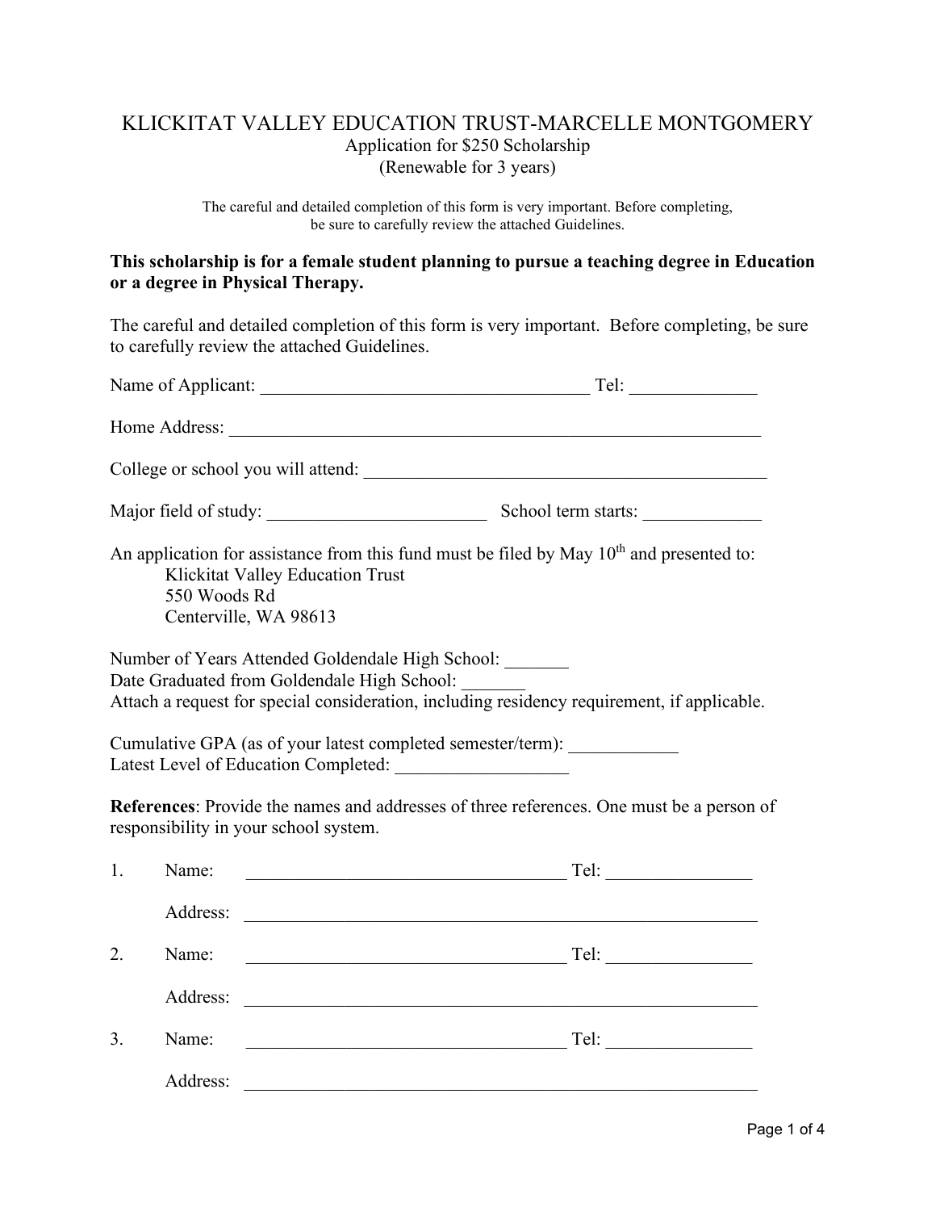# KLICKITAT VALLEY EDUCATION TRUST-MARCELLE MONTGOMERY

Application for $250 Scholarship
(Renewable for 3 years)

The careful and detailed completion of this form is very important. Before completing, be sure to carefully review the attached Guidelines.

**This scholarship is for a female student planning to pursue a teaching degree in Education or a degree in Physical Therapy.**

The careful and detailed completion of this form is very important. Before completing, be sure to carefully review the attached Guidelines.

Name of Applicant: ____________________________________ Tel: ______________

Home Address: ____________________________________________________________

College or school you will attend: ______________________________________________

Major field of study: ________________________ School term starts: _____________

An application for assistance from this fund must be filed by May 10th and presented to:

Klickitat Valley Education Trust
550 Woods Rd
Centerville, WA 98613

Number of Years Attended Goldendale High School: _______
Date Graduated from Goldendale High School: _______
Attach a request for special consideration, including residency requirement, if applicable.

Cumulative GPA (as of your latest completed semester/term): ____________
Latest Level of Education Completed: __________________

**References**: Provide the names and addresses of three references. One must be a person of responsibility in your school system.

1. Name: ___________________________________ Tel: ________________

   Address: _________________________________________________________

2. Name: ___________________________________ Tel: ________________

   Address: _________________________________________________________

3. Name: ___________________________________ Tel: ________________

   Address: _________________________________________________________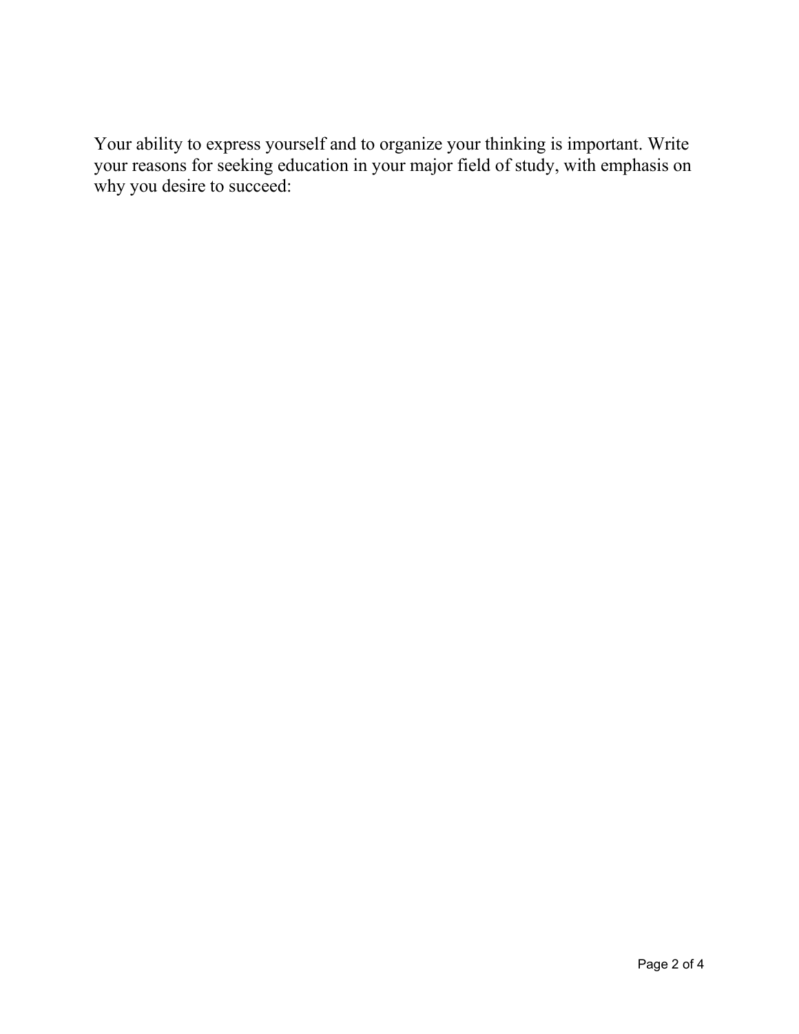Your ability to express yourself and to organize your thinking is important. Write your reasons for seeking education in your major field of study, with emphasis on why you desire to succeed: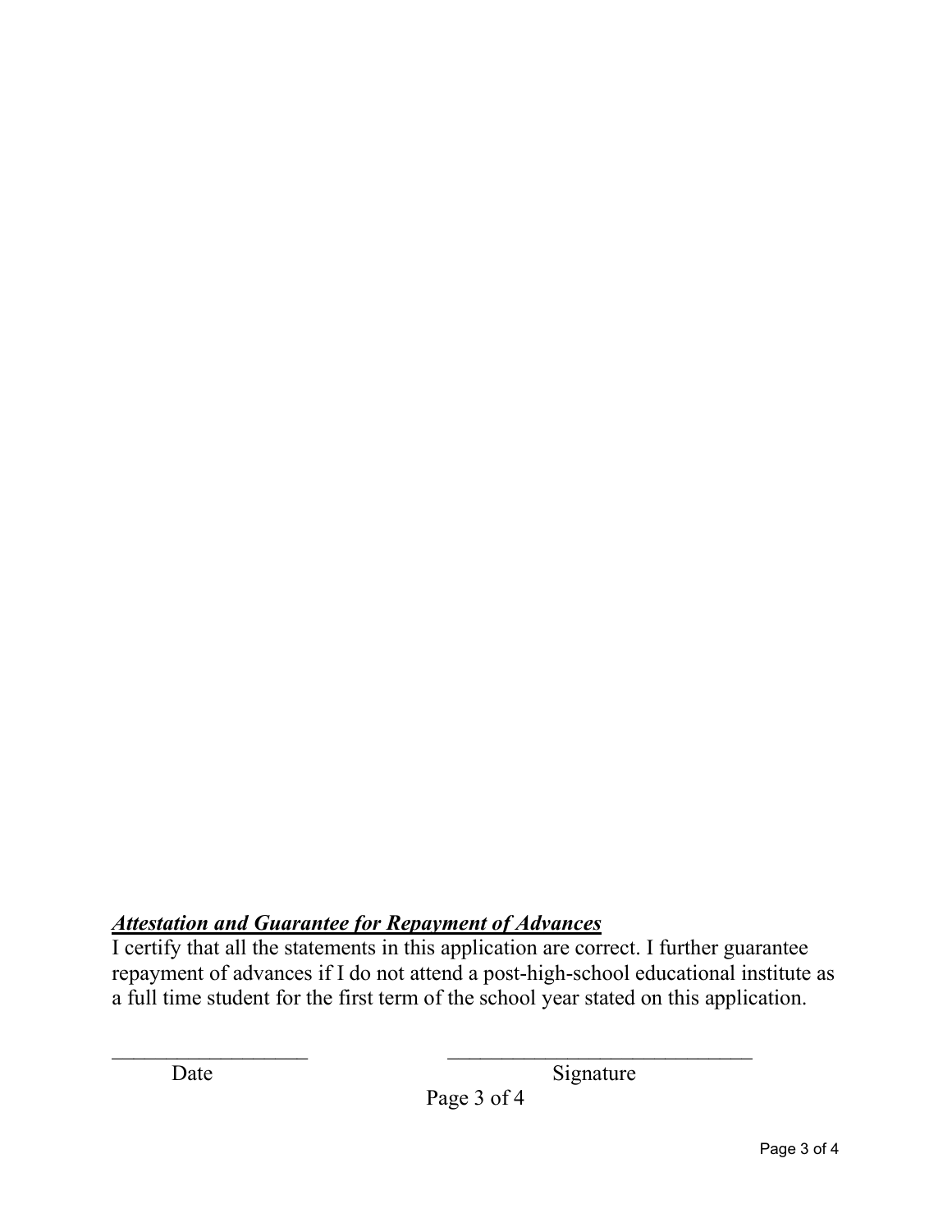***Attestation and Guarantee for Repayment of Advances***

I certify that all the statements in this application are correct. I further guarantee repayment of advances if I do not attend a post-high-school educational institute as a full time student for the first term of the school year stated on this application.

___________________ &nbsp;&nbsp;&nbsp;&nbsp;&nbsp;&nbsp;&nbsp;&nbsp;&nbsp;&nbsp;&nbsp;&nbsp; _____________________________

Date &nbsp;&nbsp;&nbsp;&nbsp;&nbsp;&nbsp;&nbsp;&nbsp;&nbsp;&nbsp;&nbsp;&nbsp;&nbsp;&nbsp;&nbsp;&nbsp;&nbsp;&nbsp;&nbsp;&nbsp;&nbsp;&nbsp;&nbsp;&nbsp;&nbsp;&nbsp;&nbsp;&nbsp; Signature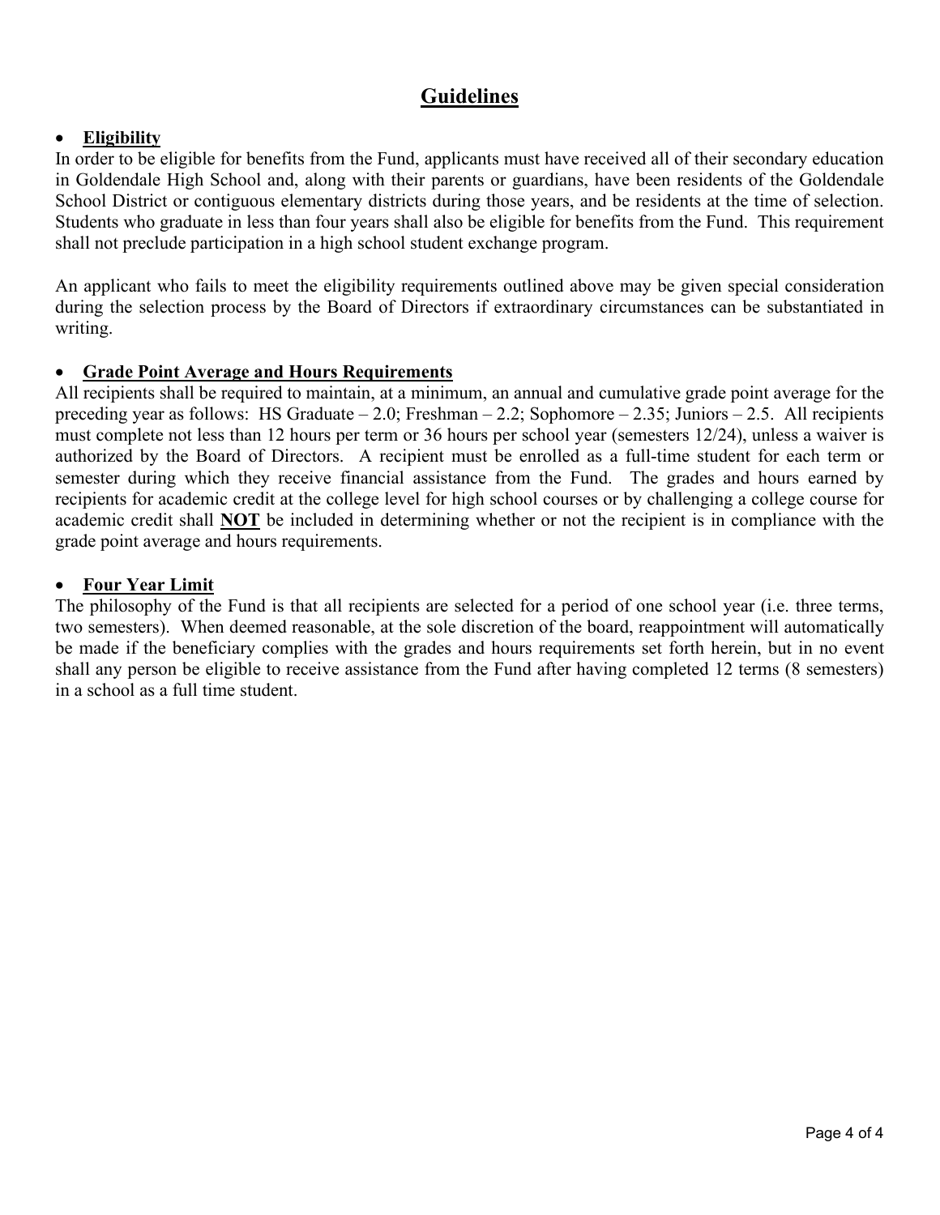# Guidelines

- **Eligibility**

In order to be eligible for benefits from the Fund, applicants must have received all of their secondary education in Goldendale High School and, along with their parents or guardians, have been residents of the Goldendale School District or contiguous elementary districts during those years, and be residents at the time of selection. Students who graduate in less than four years shall also be eligible for benefits from the Fund. This requirement shall not preclude participation in a high school student exchange program.

An applicant who fails to meet the eligibility requirements outlined above may be given special consideration during the selection process by the Board of Directors if extraordinary circumstances can be substantiated in writing.

- **Grade Point Average and Hours Requirements**

All recipients shall be required to maintain, at a minimum, an annual and cumulative grade point average for the preceding year as follows: HS Graduate – 2.0; Freshman – 2.2; Sophomore – 2.35; Juniors – 2.5. All recipients must complete not less than 12 hours per term or 36 hours per school year (semesters 12/24), unless a waiver is authorized by the Board of Directors. A recipient must be enrolled as a full-time student for each term or semester during which they receive financial assistance from the Fund. The grades and hours earned by recipients for academic credit at the college level for high school courses or by challenging a college course for academic credit shall **NOT** be included in determining whether or not the recipient is in compliance with the grade point average and hours requirements.

- **Four Year Limit**

The philosophy of the Fund is that all recipients are selected for a period of one school year (i.e. three terms, two semesters). When deemed reasonable, at the sole discretion of the board, reappointment will automatically be made if the beneficiary complies with the grades and hours requirements set forth herein, but in no event shall any person be eligible to receive assistance from the Fund after having completed 12 terms (8 semesters) in a school as a full time student.